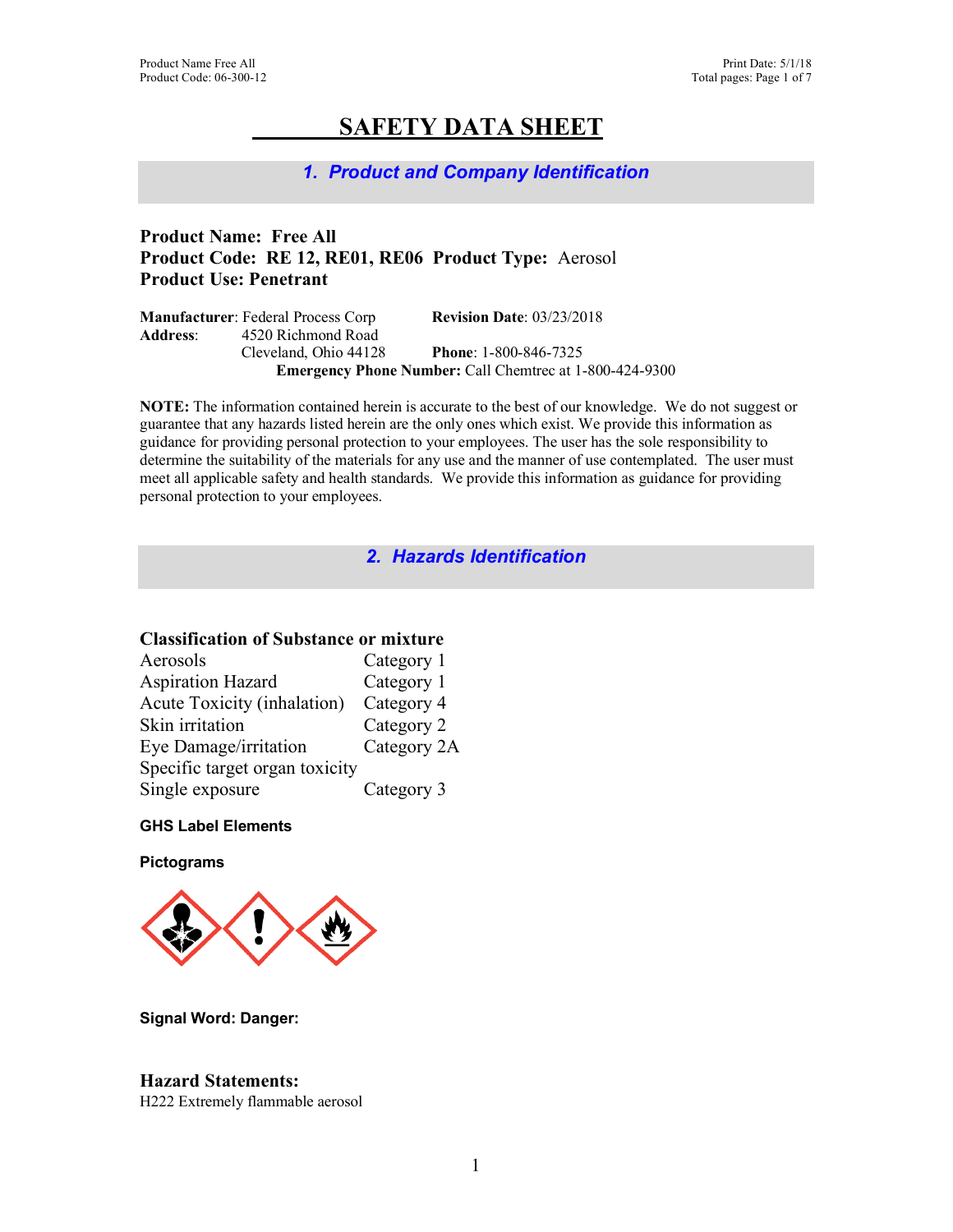# SAFETY DATA SHEET

## 1. Product and Company Identification

**Product Name: Free All**
**Product Code: RE 12, RE01, RE06  Product Type:** Aerosol
**Product Use: Penetrant**

**Manufacturer**: Federal Process Corp  **Revision Date**: 03/23/2018
**Address**: 4520 Richmond Road
Cleveland, Ohio 44128  **Phone**: 1-800-846-7325
**Emergency Phone Number:** Call Chemtrec at 1-800-424-9300

**NOTE:** The information contained herein is accurate to the best of our knowledge. We do not suggest or guarantee that any hazards listed herein are the only ones which exist. We provide this information as guidance for providing personal protection to your employees. The user has the sole responsibility to determine the suitability of the materials for any use and the manner of use contemplated. The user must meet all applicable safety and health standards. We provide this information as guidance for providing personal protection to your employees.

## 2. Hazards Identification

### Classification of Substance or mixture

| | |
|---|---|
| Aerosols | Category 1 |
| Aspiration Hazard | Category 1 |
| Acute Toxicity (inhalation) | Category 4 |
| Skin irritation | Category 2 |
| Eye Damage/irritation | Category 2A |
| Specific target organ toxicity Single exposure | Category 3 |

**GHS Label Elements**

**Pictograms**

**Signal Word: Danger:**

### Hazard Statements:

H222 Extremely flammable aerosol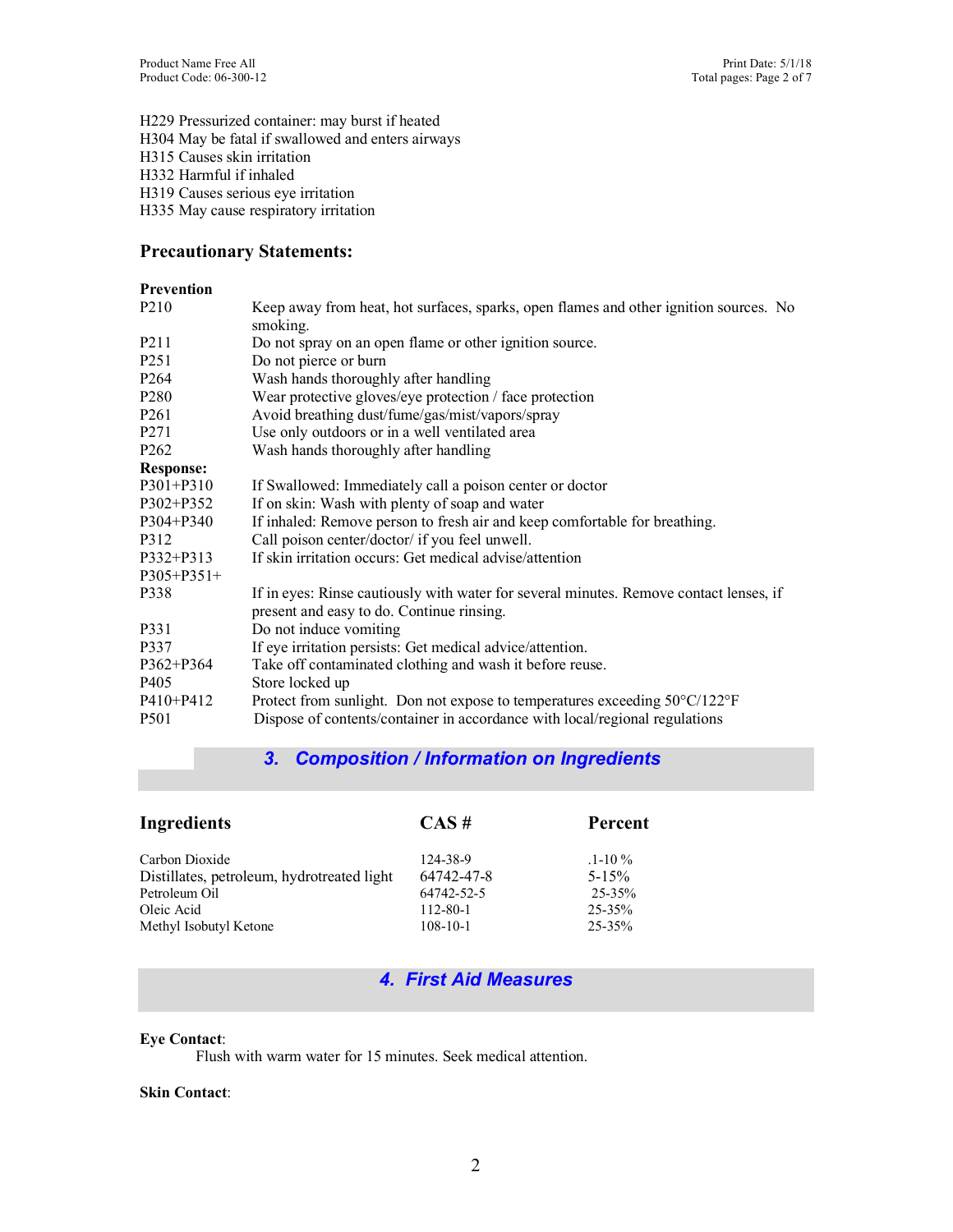H229 Pressurized container: may burst if heated
H304 May be fatal if swallowed and enters airways
H315 Causes skin irritation
H332 Harmful if inhaled
H319 Causes serious eye irritation
H335 May cause respiratory irritation

## Precautionary Statements:

**Prevention**

| | |
|---|---|
| P210 | Keep away from heat, hot surfaces, sparks, open flames and other ignition sources. No smoking. |
| P211 | Do not spray on an open flame or other ignition source. |
| P251 | Do not pierce or burn |
| P264 | Wash hands thoroughly after handling |
| P280 | Wear protective gloves/eye protection / face protection |
| P261 | Avoid breathing dust/fume/gas/mist/vapors/spray |
| P271 | Use only outdoors or in a well ventilated area |
| P262 | Wash hands thoroughly after handling |
| **Response:** | |
| P301+P310 | If Swallowed: Immediately call a poison center or doctor |
| P302+P352 | If on skin: Wash with plenty of soap and water |
| P304+P340 | If inhaled: Remove person to fresh air and keep comfortable for breathing. |
| P312 | Call poison center/doctor/ if you feel unwell. |
| P332+P313 | If skin irritation occurs: Get medical advise/attention |
| P305+P351+ P338 | If in eyes: Rinse cautiously with water for several minutes. Remove contact lenses, if present and easy to do. Continue rinsing. |
| P331 | Do not induce vomiting |
| P337 | If eye irritation persists: Get medical advice/attention. |
| P362+P364 | Take off contaminated clothing and wash it before reuse. |
| P405 | Store locked up |
| P410+P412 | Protect from sunlight. Don not expose to temperatures exceeding 50°C/122°F |
| P501 | Dispose of contents/container in accordance with local/regional regulations |

## 3. Composition / Information on Ingredients

| Ingredients | CAS # | Percent |
|---|---|---|
| Carbon Dioxide | 124-38-9 | .1-10 % |
| Distillates, petroleum, hydrotreated light | 64742-47-8 | 5-15% |
| Petroleum Oil | 64742-52-5 | 25-35% |
| Oleic Acid | 112-80-1 | 25-35% |
| Methyl Isobutyl Ketone | 108-10-1 | 25-35% |

## 4. First Aid Measures

**Eye Contact**:

Flush with warm water for 15 minutes. Seek medical attention.

**Skin Contact**: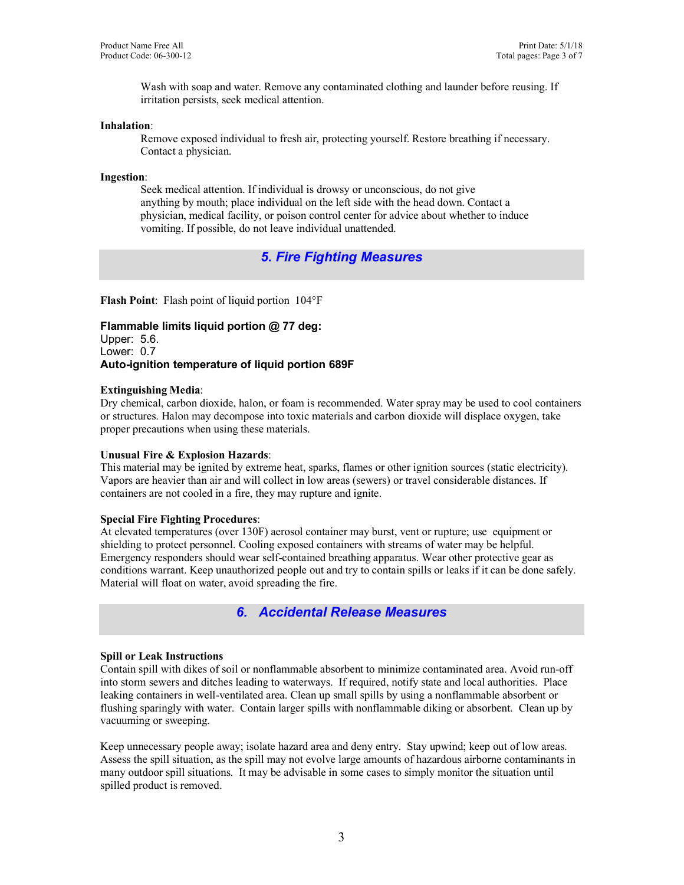Wash with soap and water. Remove any contaminated clothing and launder before reusing. If irritation persists, seek medical attention.

**Inhalation**:

Remove exposed individual to fresh air, protecting yourself. Restore breathing if necessary. Contact a physician.

**Ingestion**:

Seek medical attention. If individual is drowsy or unconscious, do not give anything by mouth; place individual on the left side with the head down. Contact a physician, medical facility, or poison control center for advice about whether to induce vomiting. If possible, do not leave individual unattended.

## 5. Fire Fighting Measures

**Flash Point**: Flash point of liquid portion 104°F

**Flammable limits liquid portion @ 77 deg:**
Upper: 5.6.
Lower: 0.7
**Auto-ignition temperature of liquid portion 689F**

**Extinguishing Media**:
Dry chemical, carbon dioxide, halon, or foam is recommended. Water spray may be used to cool containers or structures. Halon may decompose into toxic materials and carbon dioxide will displace oxygen, take proper precautions when using these materials.

**Unusual Fire & Explosion Hazards**:
This material may be ignited by extreme heat, sparks, flames or other ignition sources (static electricity). Vapors are heavier than air and will collect in low areas (sewers) or travel considerable distances. If containers are not cooled in a fire, they may rupture and ignite.

**Special Fire Fighting Procedures**:
At elevated temperatures (over 130F) aerosol container may burst, vent or rupture; use equipment or shielding to protect personnel. Cooling exposed containers with streams of water may be helpful. Emergency responders should wear self-contained breathing apparatus. Wear other protective gear as conditions warrant. Keep unauthorized people out and try to contain spills or leaks if it can be done safely. Material will float on water, avoid spreading the fire.

## 6. Accidental Release Measures

**Spill or Leak Instructions**
Contain spill with dikes of soil or nonflammable absorbent to minimize contaminated area. Avoid run-off into storm sewers and ditches leading to waterways. If required, notify state and local authorities. Place leaking containers in well-ventilated area. Clean up small spills by using a nonflammable absorbent or flushing sparingly with water. Contain larger spills with nonflammable diking or absorbent. Clean up by vacuuming or sweeping.

Keep unnecessary people away; isolate hazard area and deny entry. Stay upwind; keep out of low areas. Assess the spill situation, as the spill may not evolve large amounts of hazardous airborne contaminants in many outdoor spill situations. It may be advisable in some cases to simply monitor the situation until spilled product is removed.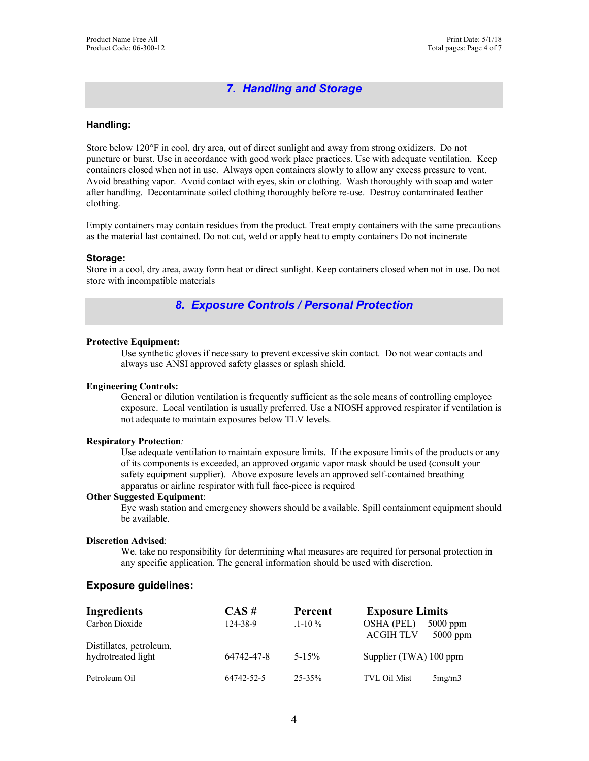## 7. Handling and Storage

### Handling:

Store below 120°F in cool, dry area, out of direct sunlight and away from strong oxidizers. Do not puncture or burst. Use in accordance with good work place practices. Use with adequate ventilation. Keep containers closed when not in use. Always open containers slowly to allow any excess pressure to vent. Avoid breathing vapor. Avoid contact with eyes, skin or clothing. Wash thoroughly with soap and water after handling. Decontaminate soiled clothing thoroughly before re-use. Destroy contaminated leather clothing.

Empty containers may contain residues from the product. Treat empty containers with the same precautions as the material last contained. Do not cut, weld or apply heat to empty containers Do not incinerate

### Storage:

Store in a cool, dry area, away form heat or direct sunlight. Keep containers closed when not in use. Do not store with incompatible materials

## 8. Exposure Controls / Personal Protection

**Protective Equipment:**

Use synthetic gloves if necessary to prevent excessive skin contact. Do not wear contacts and always use ANSI approved safety glasses or splash shield.

**Engineering Controls:**

General or dilution ventilation is frequently sufficient as the sole means of controlling employee exposure. Local ventilation is usually preferred. Use a NIOSH approved respirator if ventilation is not adequate to maintain exposures below TLV levels.

**Respiratory Protection**:

Use adequate ventilation to maintain exposure limits. If the exposure limits of the products or any of its components is exceeded, an approved organic vapor mask should be used (consult your safety equipment supplier). Above exposure levels an approved self-contained breathing apparatus or airline respirator with full face-piece is required

**Other Suggested Equipment**:

Eye wash station and emergency showers should be available. Spill containment equipment should be available.

**Discretion Advised**:

We. take no responsibility for determining what measures are required for personal protection in any specific application. The general information should be used with discretion.

### Exposure guidelines:

| Ingredients | CAS # | Percent | Exposure Limits |
|---|---|---|---|
| Carbon Dioxide | 124-38-9 | .1-10 % | OSHA (PEL) 5000 ppm<br>ACGIH TLV 5000 ppm |
| Distillates, petroleum, hydrotreated light | 64742-47-8 | 5-15% | Supplier (TWA) 100 ppm |
| Petroleum Oil | 64742-52-5 | 25-35% | TVL Oil Mist 5mg/m3 |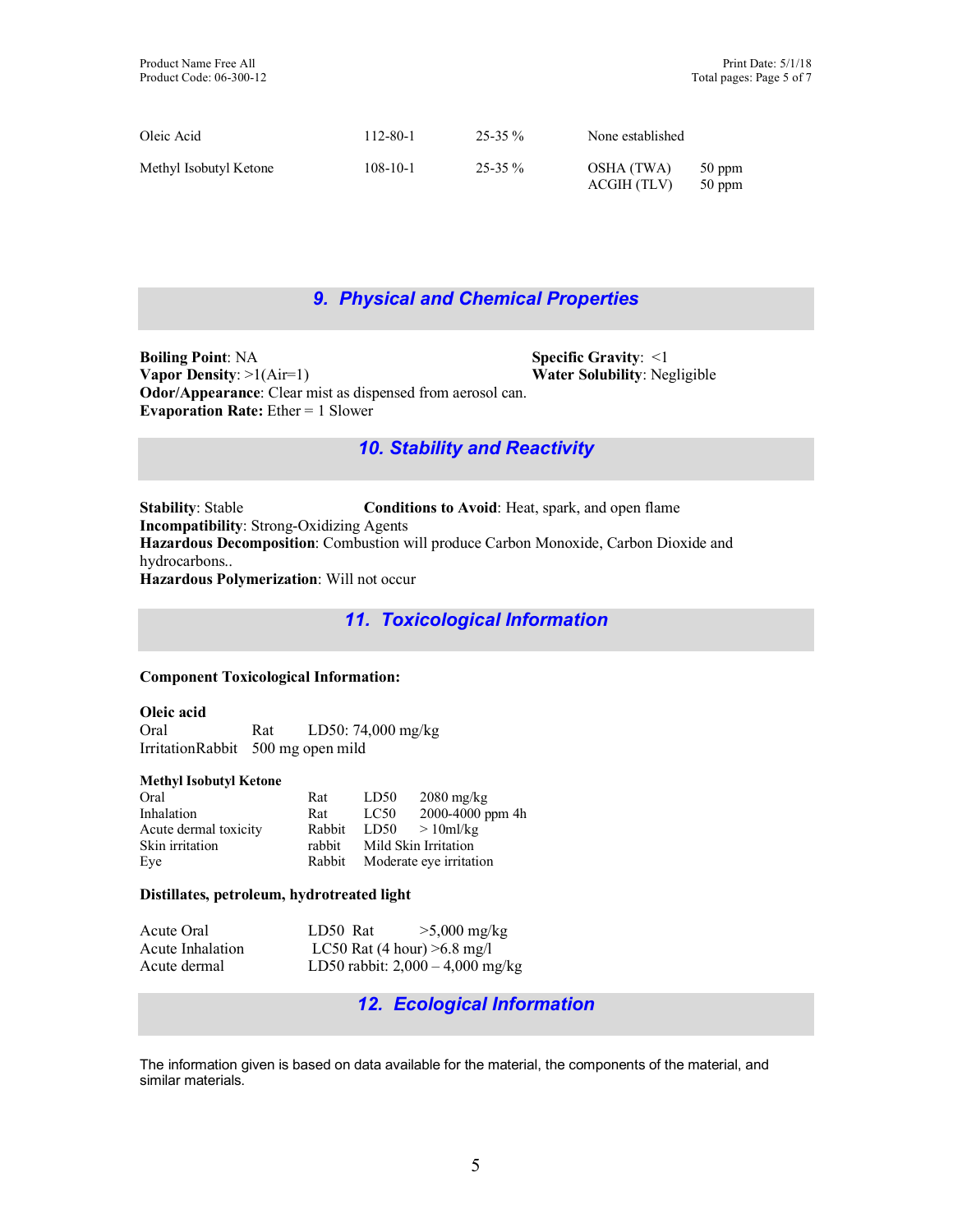| | | | | |
|---|---|---|---|---|
| Oleic Acid | 112-80-1 | 25-35 % | None established | |
| Methyl Isobutyl Ketone | 108-10-1 | 25-35 % | OSHA (TWA)<br>ACGIH (TLV) | 50 ppm<br>50 ppm |

## 9. Physical and Chemical Properties

**Boiling Point**: NA
**Vapor Density**: >1(Air=1)
**Odor/Appearance**: Clear mist as dispensed from aerosol can.
**Evaporation Rate:** Ether = 1 Slower
**Specific Gravity**: <1
**Water Solubility**: Negligible

## 10. Stability and Reactivity

**Stability**: Stable
**Conditions to Avoid**: Heat, spark, and open flame
**Incompatibility**: Strong-Oxidizing Agents
**Hazardous Decomposition**: Combustion will produce Carbon Monoxide, Carbon Dioxide and hydrocarbons..
**Hazardous Polymerization**: Will not occur

## 11. Toxicological Information

**Component Toxicological Information:**

**Oleic acid**

| | | |
|---|---|---|
| Oral | Rat | LD50: 74,000 mg/kg |
| IrritationRabbit | 500 mg open mild | |

**Methyl Isobutyl Ketone**

| | | | |
|---|---|---|---|
| Oral | Rat | LD50 | 2080 mg/kg |
| Inhalation | Rat | LC50 | 2000-4000 ppm 4h |
| Acute dermal toxicity | Rabbit | LD50 | > 10ml/kg |
| Skin irritation | rabbit | Mild Skin Irritation | |
| Eye | Rabbit | Moderate eye irritation | |

**Distillates, petroleum, hydrotreated light**

| | |
|---|---|
| Acute Oral | LD50 Rat >5,000 mg/kg |
| Acute Inhalation | LC50 Rat (4 hour) >6.8 mg/l |
| Acute dermal | LD50 rabbit: 2,000 – 4,000 mg/kg |

## 12. Ecological Information

The information given is based on data available for the material, the components of the material, and similar materials.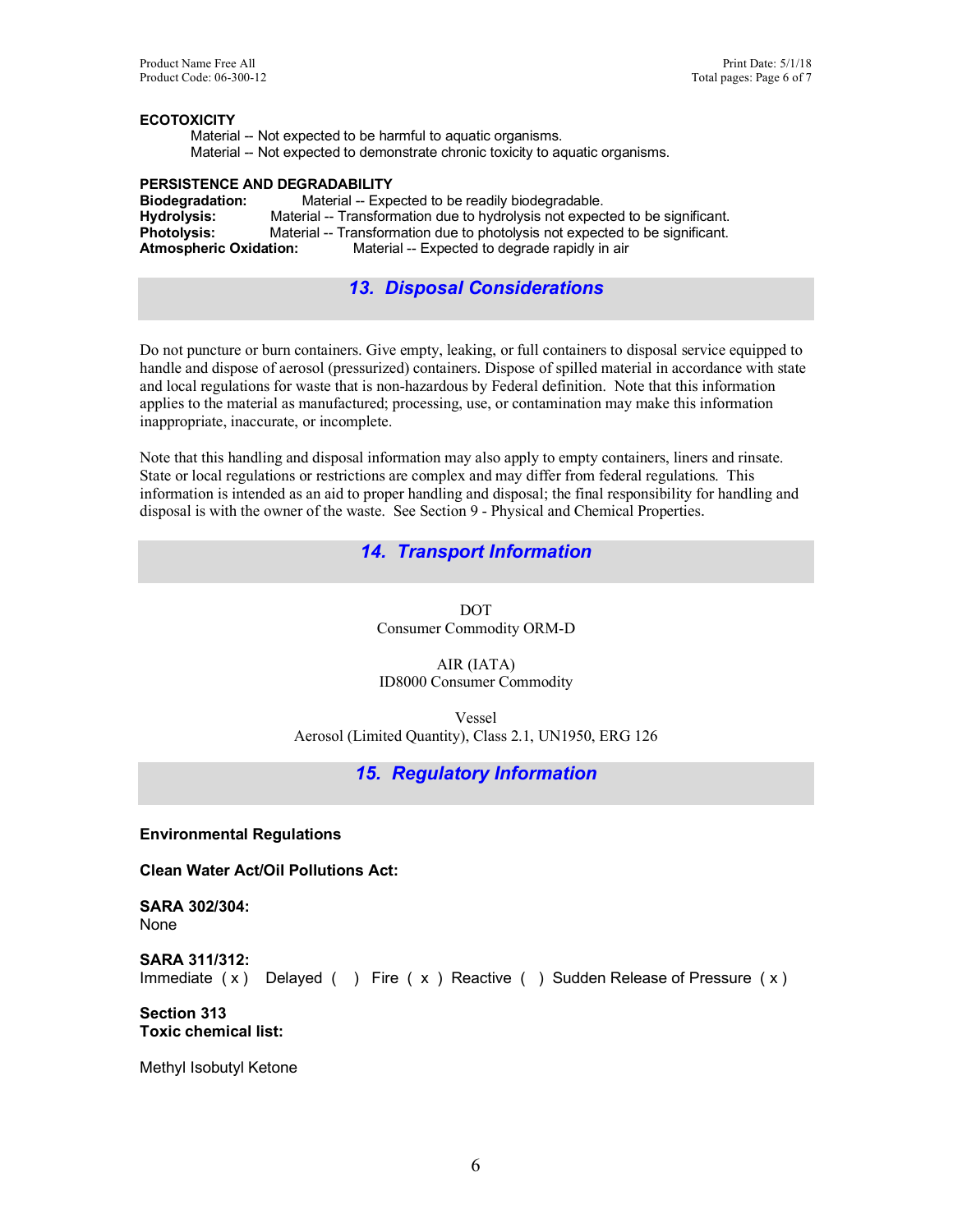**ECOTOXICITY**

Material -- Not expected to be harmful to aquatic organisms.
Material -- Not expected to demonstrate chronic toxicity to aquatic organisms.

**PERSISTENCE AND DEGRADABILITY**

**Biodegradation:** Material -- Expected to be readily biodegradable.
**Hydrolysis:** Material -- Transformation due to hydrolysis not expected to be significant.
**Photolysis:** Material -- Transformation due to photolysis not expected to be significant.
**Atmospheric Oxidation:** Material -- Expected to degrade rapidly in air

## *13. Disposal Considerations*

Do not puncture or burn containers. Give empty, leaking, or full containers to disposal service equipped to handle and dispose of aerosol (pressurized) containers. Dispose of spilled material in accordance with state and local regulations for waste that is non-hazardous by Federal definition. Note that this information applies to the material as manufactured; processing, use, or contamination may make this information inappropriate, inaccurate, or incomplete.

Note that this handling and disposal information may also apply to empty containers, liners and rinsate. State or local regulations or restrictions are complex and may differ from federal regulations. This information is intended as an aid to proper handling and disposal; the final responsibility for handling and disposal is with the owner of the waste. See Section 9 - Physical and Chemical Properties.

## *14. Transport Information*

DOT
Consumer Commodity ORM-D

AIR (IATA)
ID8000 Consumer Commodity

Vessel
Aerosol (Limited Quantity), Class 2.1, UN1950, ERG 126

## *15. Regulatory Information*

**Environmental Regulations**

**Clean Water Act/Oil Pollutions Act:**

**SARA 302/304:**
None

**SARA 311/312:**
Immediate ( x ) Delayed ( ) Fire ( x ) Reactive ( ) Sudden Release of Pressure ( x )

**Section 313**
**Toxic chemical list:**

Methyl Isobutyl Ketone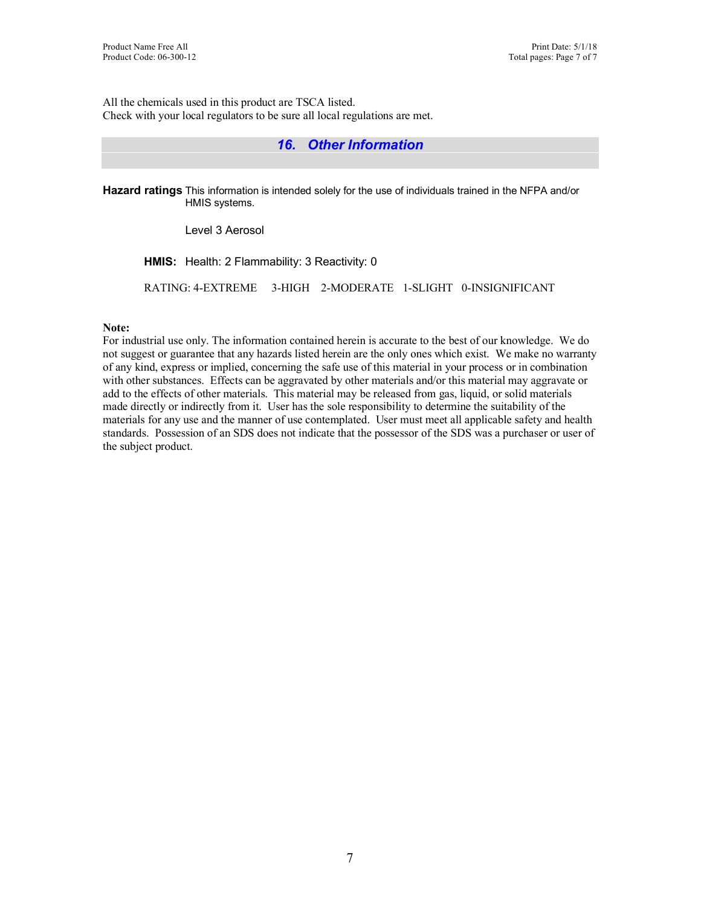All the chemicals used in this product are TSCA listed.
Check with your local regulators to be sure all local regulations are met.

## 16. Other Information

**Hazard ratings** This information is intended solely for the use of individuals trained in the NFPA and/or HMIS systems.

Level 3 Aerosol

**HMIS:** Health: 2 Flammability: 3 Reactivity: 0

RATING: 4-EXTREME 3-HIGH 2-MODERATE 1-SLIGHT 0-INSIGNIFICANT

**Note:**
For industrial use only. The information contained herein is accurate to the best of our knowledge. We do not suggest or guarantee that any hazards listed herein are the only ones which exist. We make no warranty of any kind, express or implied, concerning the safe use of this material in your process or in combination with other substances. Effects can be aggravated by other materials and/or this material may aggravate or add to the effects of other materials. This material may be released from gas, liquid, or solid materials made directly or indirectly from it. User has the sole responsibility to determine the suitability of the materials for any use and the manner of use contemplated. User must meet all applicable safety and health standards. Possession of an SDS does not indicate that the possessor of the SDS was a purchaser or user of the subject product.